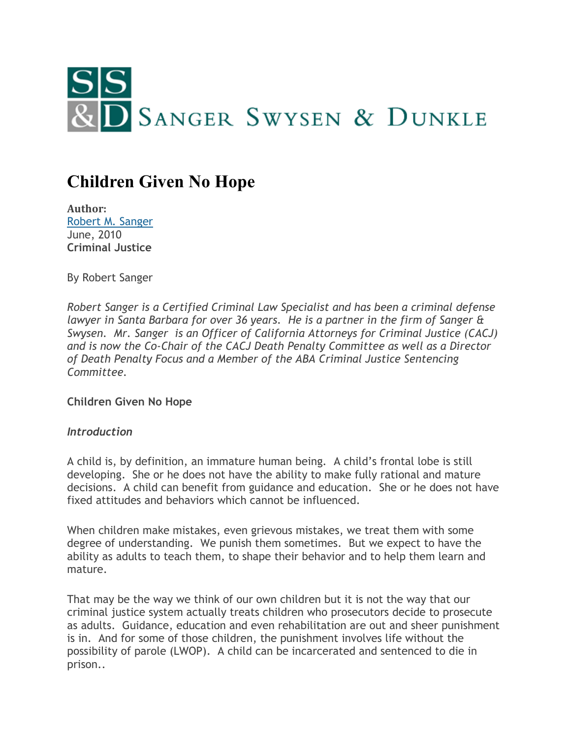# Children Given No Hope

**Author:**
[Robert M. Sanger]
June, 2010
**Criminal Justice**

By Robert Sanger

*Robert Sanger is a Certified Criminal Law Specialist and has been a criminal defense lawyer in Santa Barbara for over 36 years. He is a partner in the firm of Sanger & Swysen. Mr. Sanger is an Officer of California Attorneys for Criminal Justice (CACJ) and is now the Co-Chair of the CACJ Death Penalty Committee as well as a Director of Death Penalty Focus and a Member of the ABA Criminal Justice Sentencing Committee.*

**Children Given No Hope**

***Introduction***

A child is, by definition, an immature human being. A child's frontal lobe is still developing. She or he does not have the ability to make fully rational and mature decisions. A child can benefit from guidance and education. She or he does not have fixed attitudes and behaviors which cannot be influenced.

When children make mistakes, even grievous mistakes, we treat them with some degree of understanding. We punish them sometimes. But we expect to have the ability as adults to teach them, to shape their behavior and to help them learn and mature.

That may be the way we think of our own children but it is not the way that our criminal justice system actually treats children who prosecutors decide to prosecute as adults. Guidance, education and even rehabilitation are out and sheer punishment is in. And for some of those children, the punishment involves life without the possibility of parole (LWOP). A child can be incarcerated and sentenced to die in prison..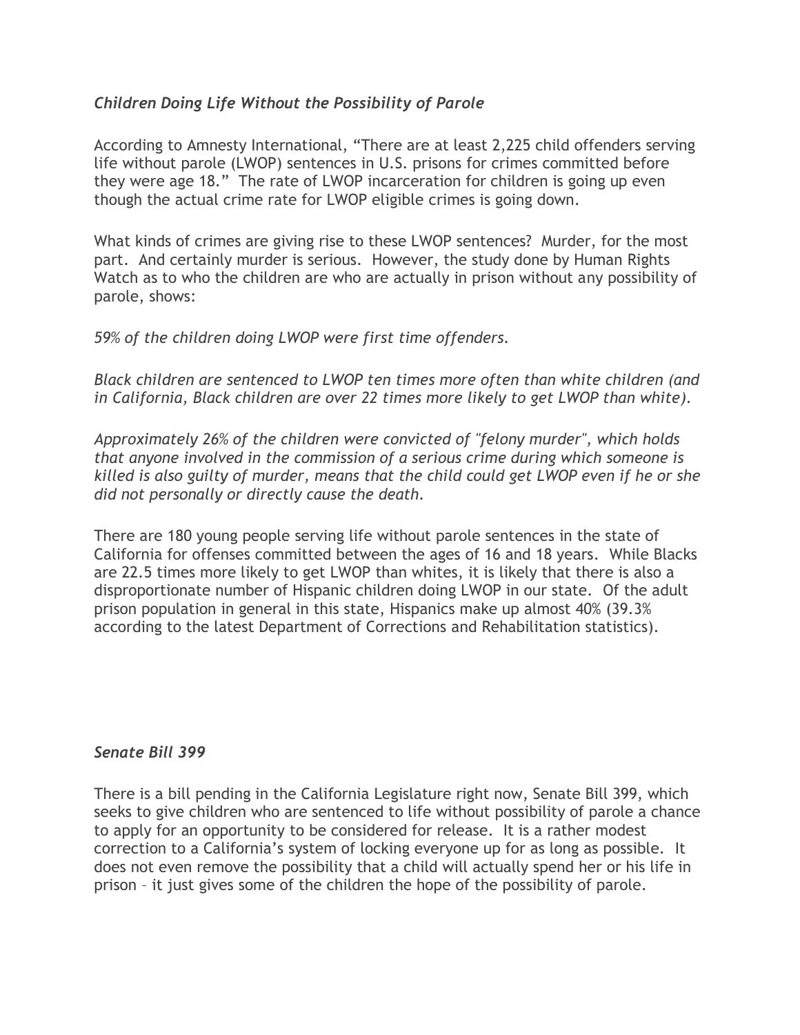*Children Doing Life Without the Possibility of Parole*

According to Amnesty International, "There are at least 2,225 child offenders serving life without parole (LWOP) sentences in U.S. prisons for crimes committed before they were age 18." The rate of LWOP incarceration for children is going up even though the actual crime rate for LWOP eligible crimes is going down.

What kinds of crimes are giving rise to these LWOP sentences? Murder, for the most part. And certainly murder is serious. However, the study done by Human Rights Watch as to who the children are who are actually in prison without any possibility of parole, shows:

*59% of the children doing LWOP were first time offenders.*

*Black children are sentenced to LWOP ten times more often than white children (and in California, Black children are over 22 times more likely to get LWOP than white).*

*Approximately 26% of the children were convicted of "felony murder", which holds that anyone involved in the commission of a serious crime during which someone is killed is also guilty of murder, means that the child could get LWOP even if he or she did not personally or directly cause the death.*

There are 180 young people serving life without parole sentences in the state of California for offenses committed between the ages of 16 and 18 years. While Blacks are 22.5 times more likely to get LWOP than whites, it is likely that there is also a disproportionate number of Hispanic children doing LWOP in our state. Of the adult prison population in general in this state, Hispanics make up almost 40% (39.3% according to the latest Department of Corrections and Rehabilitation statistics).

*Senate Bill 399*

There is a bill pending in the California Legislature right now, Senate Bill 399, which seeks to give children who are sentenced to life without possibility of parole a chance to apply for an opportunity to be considered for release. It is a rather modest correction to a California's system of locking everyone up for as long as possible. It does not even remove the possibility that a child will actually spend her or his life in prison – it just gives some of the children the hope of the possibility of parole.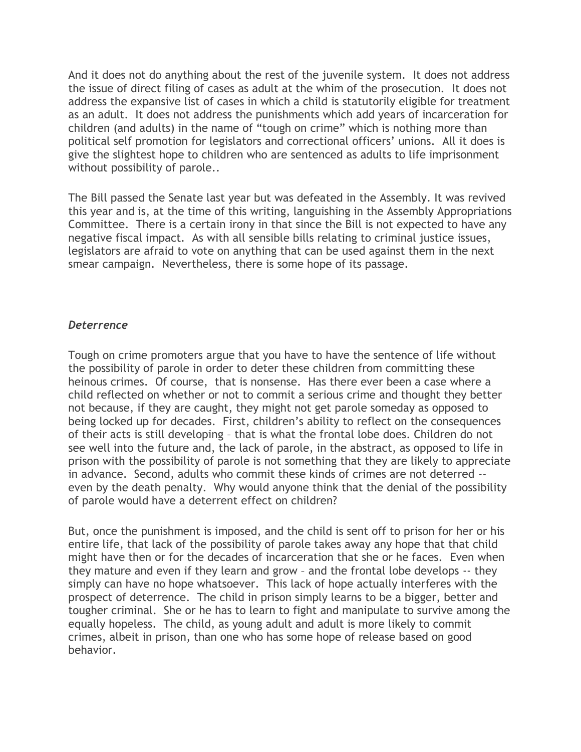And it does not do anything about the rest of the juvenile system. It does not address the issue of direct filing of cases as adult at the whim of the prosecution. It does not address the expansive list of cases in which a child is statutorily eligible for treatment as an adult. It does not address the punishments which add years of incarceration for children (and adults) in the name of "tough on crime" which is nothing more than political self promotion for legislators and correctional officers' unions. All it does is give the slightest hope to children who are sentenced as adults to life imprisonment without possibility of parole..

The Bill passed the Senate last year but was defeated in the Assembly. It was revived this year and is, at the time of this writing, languishing in the Assembly Appropriations Committee. There is a certain irony in that since the Bill is not expected to have any negative fiscal impact. As with all sensible bills relating to criminal justice issues, legislators are afraid to vote on anything that can be used against them in the next smear campaign. Nevertheless, there is some hope of its passage.

### *Deterrence*

Tough on crime promoters argue that you have to have the sentence of life without the possibility of parole in order to deter these children from committing these heinous crimes. Of course, that is nonsense. Has there ever been a case where a child reflected on whether or not to commit a serious crime and thought they better not because, if they are caught, they might not get parole someday as opposed to being locked up for decades. First, children's ability to reflect on the consequences of their acts is still developing – that is what the frontal lobe does. Children do not see well into the future and, the lack of parole, in the abstract, as opposed to life in prison with the possibility of parole is not something that they are likely to appreciate in advance. Second, adults who commit these kinds of crimes are not deterred -- even by the death penalty. Why would anyone think that the denial of the possibility of parole would have a deterrent effect on children?

But, once the punishment is imposed, and the child is sent off to prison for her or his entire life, that lack of the possibility of parole takes away any hope that that child might have then or for the decades of incarceration that she or he faces. Even when they mature and even if they learn and grow – and the frontal lobe develops -- they simply can have no hope whatsoever. This lack of hope actually interferes with the prospect of deterrence. The child in prison simply learns to be a bigger, better and tougher criminal. She or he has to learn to fight and manipulate to survive among the equally hopeless. The child, as young adult and adult is more likely to commit crimes, albeit in prison, than one who has some hope of release based on good behavior.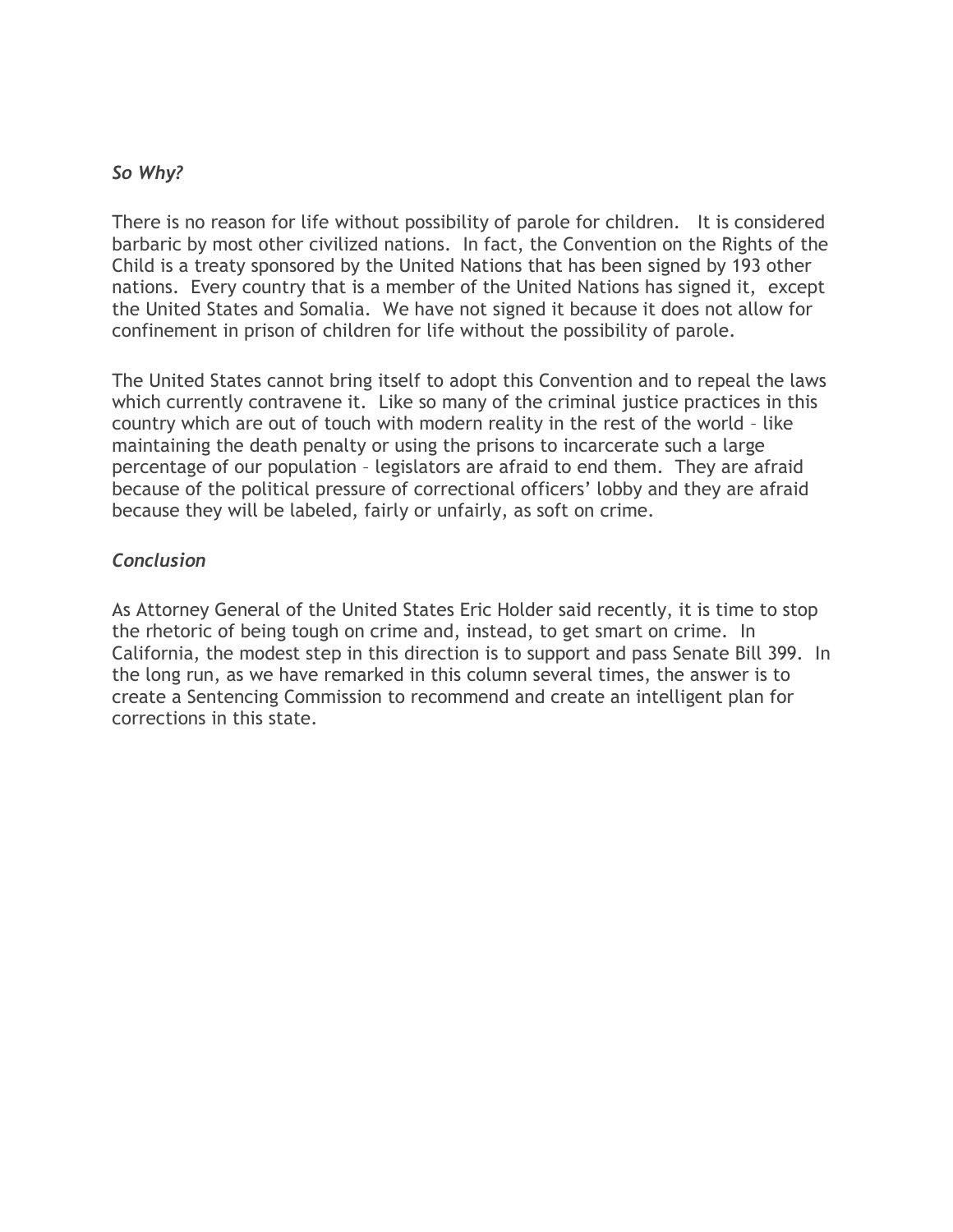*So Why?*

There is no reason for life without possibility of parole for children. It is considered barbaric by most other civilized nations. In fact, the Convention on the Rights of the Child is a treaty sponsored by the United Nations that has been signed by 193 other nations. Every country that is a member of the United Nations has signed it, except the United States and Somalia. We have not signed it because it does not allow for confinement in prison of children for life without the possibility of parole.

The United States cannot bring itself to adopt this Convention and to repeal the laws which currently contravene it. Like so many of the criminal justice practices in this country which are out of touch with modern reality in the rest of the world – like maintaining the death penalty or using the prisons to incarcerate such a large percentage of our population – legislators are afraid to end them. They are afraid because of the political pressure of correctional officers' lobby and they are afraid because they will be labeled, fairly or unfairly, as soft on crime.

*Conclusion*

As Attorney General of the United States Eric Holder said recently, it is time to stop the rhetoric of being tough on crime and, instead, to get smart on crime. In California, the modest step in this direction is to support and pass Senate Bill 399. In the long run, as we have remarked in this column several times, the answer is to create a Sentencing Commission to recommend and create an intelligent plan for corrections in this state.